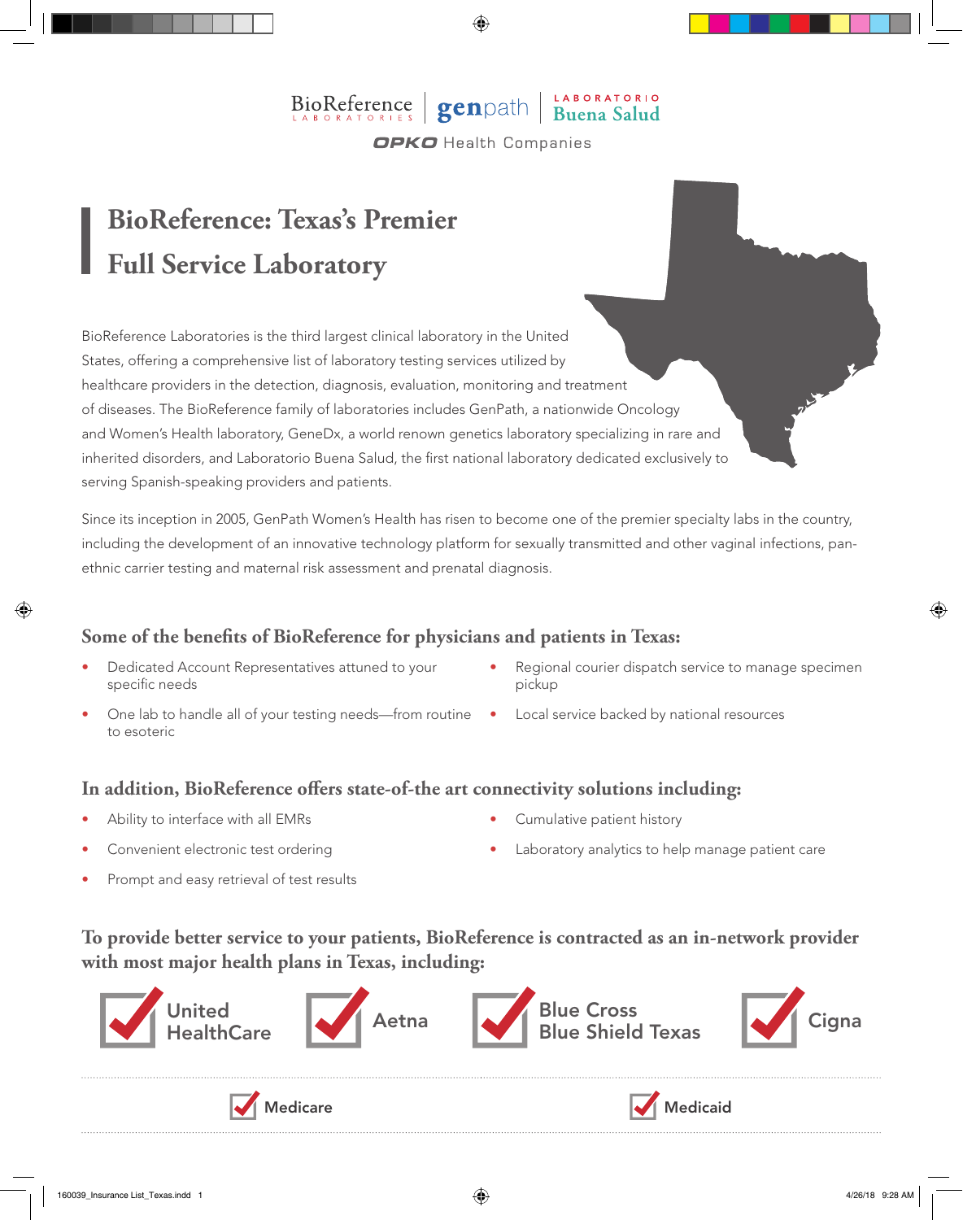BioReference Laboratories | genpath | Laboratorio Buena Salud

OPKO Health Companies

# BioReference: Texas's Premier Full Service Laboratory

BioReference Laboratories is the third largest clinical laboratory in the United States, offering a comprehensive list of laboratory testing services utilized by healthcare providers in the detection, diagnosis, evaluation, monitoring and treatment of diseases. The BioReference family of laboratories includes GenPath, a nationwide Oncology and Women's Health laboratory, GeneDx, a world renown genetics laboratory specializing in rare and inherited disorders, and Laboratorio Buena Salud, the first national laboratory dedicated exclusively to serving Spanish-speaking providers and patients.

Since its inception in 2005, GenPath Women's Health has risen to become one of the premier specialty labs in the country, including the development of an innovative technology platform for sexually transmitted and other vaginal infections, pan-ethnic carrier testing and maternal risk assessment and prenatal diagnosis.

## Some of the benefits of BioReference for physicians and patients in Texas:

- Dedicated Account Representatives attuned to your specific needs
- One lab to handle all of your testing needs—from routine to esoteric
- Regional courier dispatch service to manage specimen pickup
- Local service backed by national resources

## In addition, BioReference offers state-of-the art connectivity solutions including:

- Ability to interface with all EMRs
- Convenient electronic test ordering
- Prompt and easy retrieval of test results
- Cumulative patient history
- Laboratory analytics to help manage patient care

## To provide better service to your patients, BioReference is contracted as an in-network provider with most major health plans in Texas, including:

- ✓ United HealthCare
- ✓ Aetna
- ✓ Blue Cross Blue Shield Texas
- ✓ Cigna
- ✓ Medicare
- ✓ Medicaid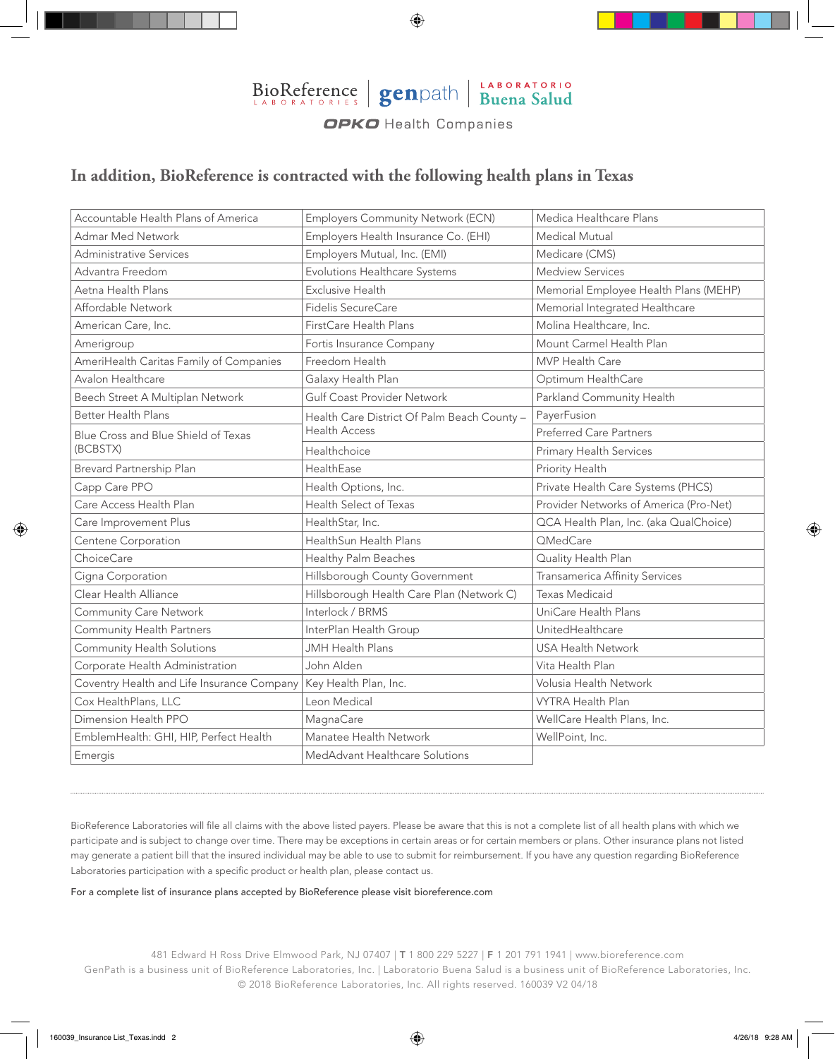BioReference LABORATORIES | genpath | LABORATORIO Buena Salud

OPKO Health Companies

## In addition, BioReference is contracted with the following health plans in Texas

| | | |
|---|---|---|
| Accountable Health Plans of America | Employers Community Network (ECN) | Medica Healthcare Plans |
| Admar Med Network | Employers Health Insurance Co. (EHI) | Medical Mutual |
| Administrative Services | Employers Mutual, Inc. (EMI) | Medicare (CMS) |
| Advantra Freedom | Evolutions Healthcare Systems | Medview Services |
| Aetna Health Plans | Exclusive Health | Memorial Employee Health Plans (MEHP) |
| Affordable Network | Fidelis SecureCare | Memorial Integrated Healthcare |
| American Care, Inc. | FirstCare Health Plans | Molina Healthcare, Inc. |
| Amerigroup | Fortis Insurance Company | Mount Carmel Health Plan |
| AmeriHealth Caritas Family of Companies | Freedom Health | MVP Health Care |
| Avalon Healthcare | Galaxy Health Plan | Optimum HealthCare |
| Beech Street A Multiplan Network | Gulf Coast Provider Network | Parkland Community Health |
| Better Health Plans | Health Care District Of Palm Beach County – Health Access | PayerFusion |
| Blue Cross and Blue Shield of Texas (BCBSTX) | | Preferred Care Partners |
| | Healthchoice | Primary Health Services |
| Brevard Partnership Plan | HealthEase | Priority Health |
| Capp Care PPO | Health Options, Inc. | Private Health Care Systems (PHCS) |
| Care Access Health Plan | Health Select of Texas | Provider Networks of America (Pro-Net) |
| Care Improvement Plus | HealthStar, Inc. | QCA Health Plan, Inc. (aka QualChoice) |
| Centene Corporation | HealthSun Health Plans | QMedCare |
| ChoiceCare | Healthy Palm Beaches | Quality Health Plan |
| Cigna Corporation | Hillsborough County Government | Transamerica Affinity Services |
| Clear Health Alliance | Hillsborough Health Care Plan (Network C) | Texas Medicaid |
| Community Care Network | Interlock / BRMS | UniCare Health Plans |
| Community Health Partners | InterPlan Health Group | UnitedHealthcare |
| Community Health Solutions | JMH Health Plans | USA Health Network |
| Corporate Health Administration | John Alden | Vita Health Plan |
| Coventry Health and Life Insurance Company | Key Health Plan, Inc. | Volusia Health Network |
| Cox HealthPlans, LLC | Leon Medical | VYTRA Health Plan |
| Dimension Health PPO | MagnaCare | WellCare Health Plans, Inc. |
| EmblemHealth: GHI, HIP, Perfect Health | Manatee Health Network | WellPoint, Inc. |
| Emergis | MedAdvant Healthcare Solutions | |

BioReference Laboratories will file all claims with the above listed payers. Please be aware that this is not a complete list of all health plans with which we participate and is subject to change over time. There may be exceptions in certain areas or for certain members or plans. Other insurance plans not listed may generate a patient bill that the insured individual may be able to use to submit for reimbursement. If you have any question regarding BioReference Laboratories participation with a specific product or health plan, please contact us.

For a complete list of insurance plans accepted by BioReference please visit bioreference.com

481 Edward H Ross Drive Elmwood Park, NJ 07407 | **T** 1 800 229 5227 | **F** 1 201 791 1941 | www.bioreference.com
GenPath is a business unit of BioReference Laboratories, Inc. | Laboratorio Buena Salud is a business unit of BioReference Laboratories, Inc.
© 2018 BioReference Laboratories, Inc. All rights reserved. 160039 V2 04/18